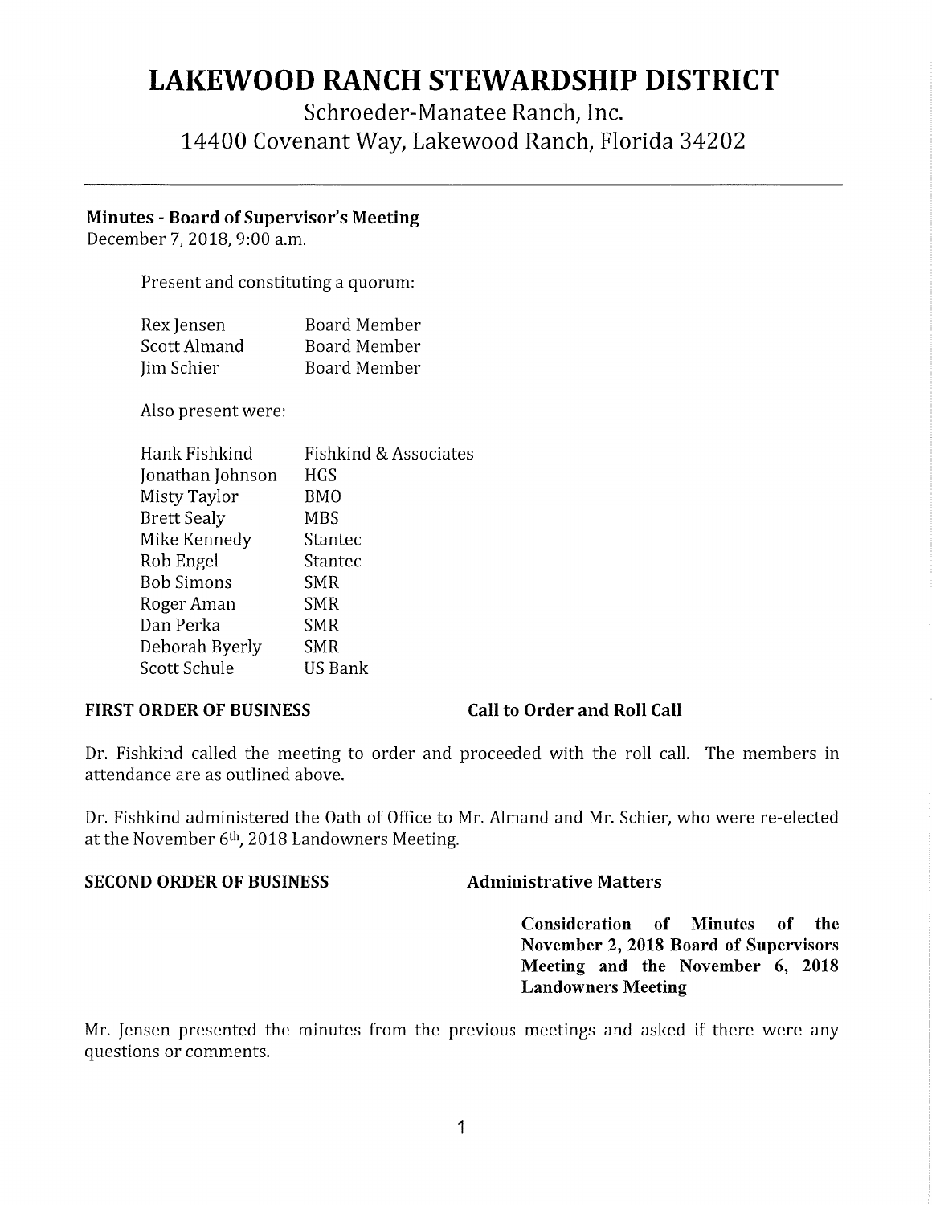# LAKEWOOD RANCH STEWARDSHIP DISTRICT

Schroeder-Manatee Ranch, Inc.
14400 Covenant Way, Lakewood Ranch, Florida 34202

---

**Minutes - Board of Supervisor's Meeting**
December 7, 2018, 9:00 a.m.

Present and constituting a quorum:

| | |
|---|---|
| Rex Jensen | Board Member |
| Scott Almand | Board Member |
| Jim Schier | Board Member |

Also present were:

| | |
|---|---|
| Hank Fishkind | Fishkind & Associates |
| Jonathan Johnson | HGS |
| Misty Taylor | BMO |
| Brett Sealy | MBS |
| Mike Kennedy | Stantec |
| Rob Engel | Stantec |
| Bob Simons | SMR |
| Roger Aman | SMR |
| Dan Perka | SMR |
| Deborah Byerly | SMR |
| Scott Schule | US Bank |

**FIRST ORDER OF BUSINESS** **Call to Order and Roll Call**

Dr. Fishkind called the meeting to order and proceeded with the roll call. The members in attendance are as outlined above.

Dr. Fishkind administered the Oath of Office to Mr. Almand and Mr. Schier, who were re-elected at the November 6th, 2018 Landowners Meeting.

**SECOND ORDER OF BUSINESS** **Administrative Matters**

**Consideration of Minutes of the November 2, 2018 Board of Supervisors Meeting and the November 6, 2018 Landowners Meeting**

Mr. Jensen presented the minutes from the previous meetings and asked if there were any questions or comments.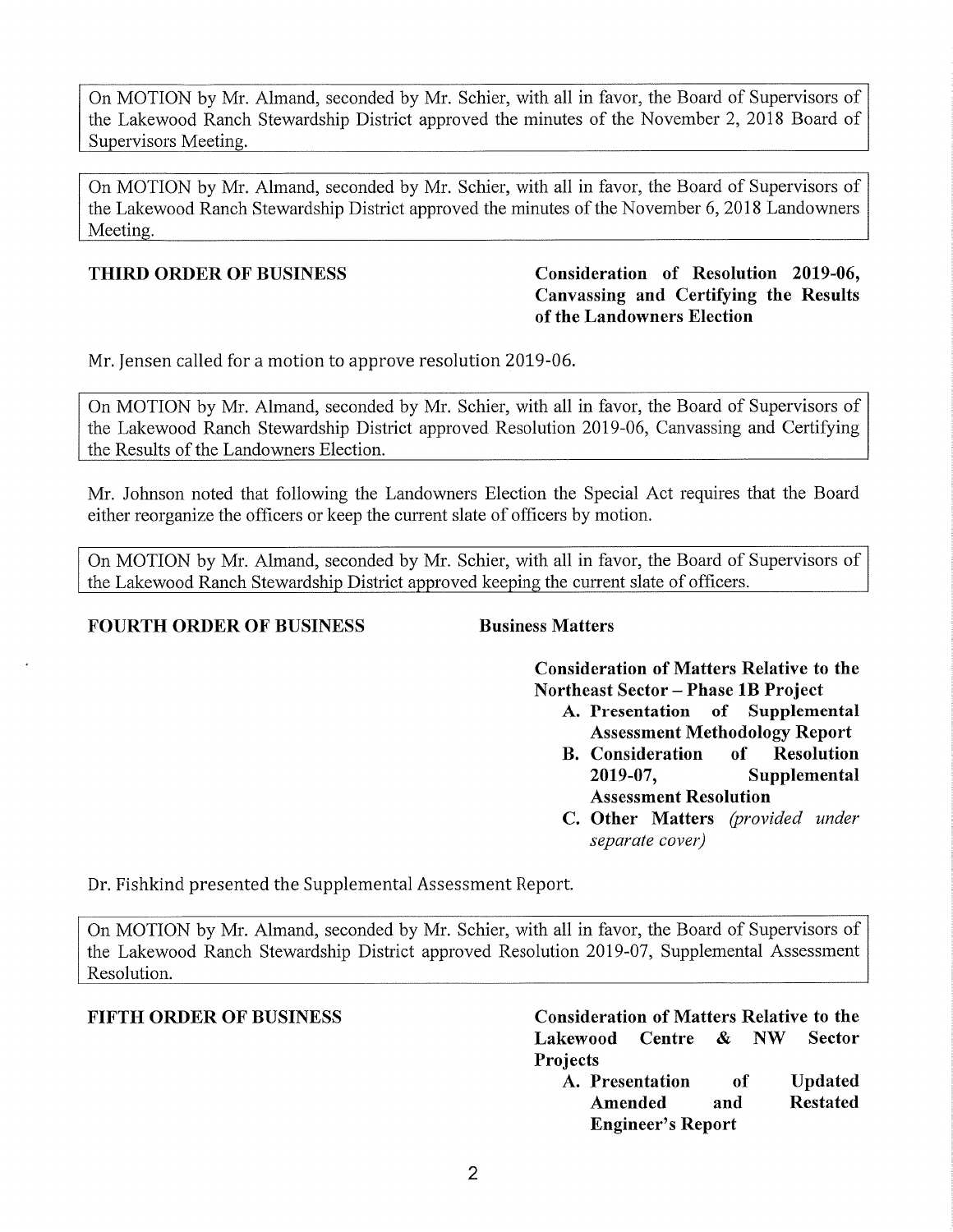On MOTION by Mr. Almand, seconded by Mr. Schier, with all in favor, the Board of Supervisors of the Lakewood Ranch Stewardship District approved the minutes of the November 2, 2018 Board of Supervisors Meeting.

On MOTION by Mr. Almand, seconded by Mr. Schier, with all in favor, the Board of Supervisors of the Lakewood Ranch Stewardship District approved the minutes of the November 6, 2018 Landowners Meeting.

**THIRD ORDER OF BUSINESS** **Consideration of Resolution 2019-06, Canvassing and Certifying the Results of the Landowners Election**

Mr. Jensen called for a motion to approve resolution 2019-06.

On MOTION by Mr. Almand, seconded by Mr. Schier, with all in favor, the Board of Supervisors of the Lakewood Ranch Stewardship District approved Resolution 2019-06, Canvassing and Certifying the Results of the Landowners Election.

Mr. Johnson noted that following the Landowners Election the Special Act requires that the Board either reorganize the officers or keep the current slate of officers by motion.

On MOTION by Mr. Almand, seconded by Mr. Schier, with all in favor, the Board of Supervisors of the Lakewood Ranch Stewardship District approved keeping the current slate of officers.

**FOURTH ORDER OF BUSINESS** **Business Matters**

**Consideration of Matters Relative to the Northeast Sector – Phase 1B Project**

- **A. Presentation of Supplemental Assessment Methodology Report**
- **B. Consideration of Resolution 2019-07, Supplemental Assessment Resolution**
- **C. Other Matters** *(provided under separate cover)*

Dr. Fishkind presented the Supplemental Assessment Report.

On MOTION by Mr. Almand, seconded by Mr. Schier, with all in favor, the Board of Supervisors of the Lakewood Ranch Stewardship District approved Resolution 2019-07, Supplemental Assessment Resolution.

**FIFTH ORDER OF BUSINESS** **Consideration of Matters Relative to the Lakewood Centre & NW Sector Projects**

- **A. Presentation of Updated Amended and Restated Engineer's Report**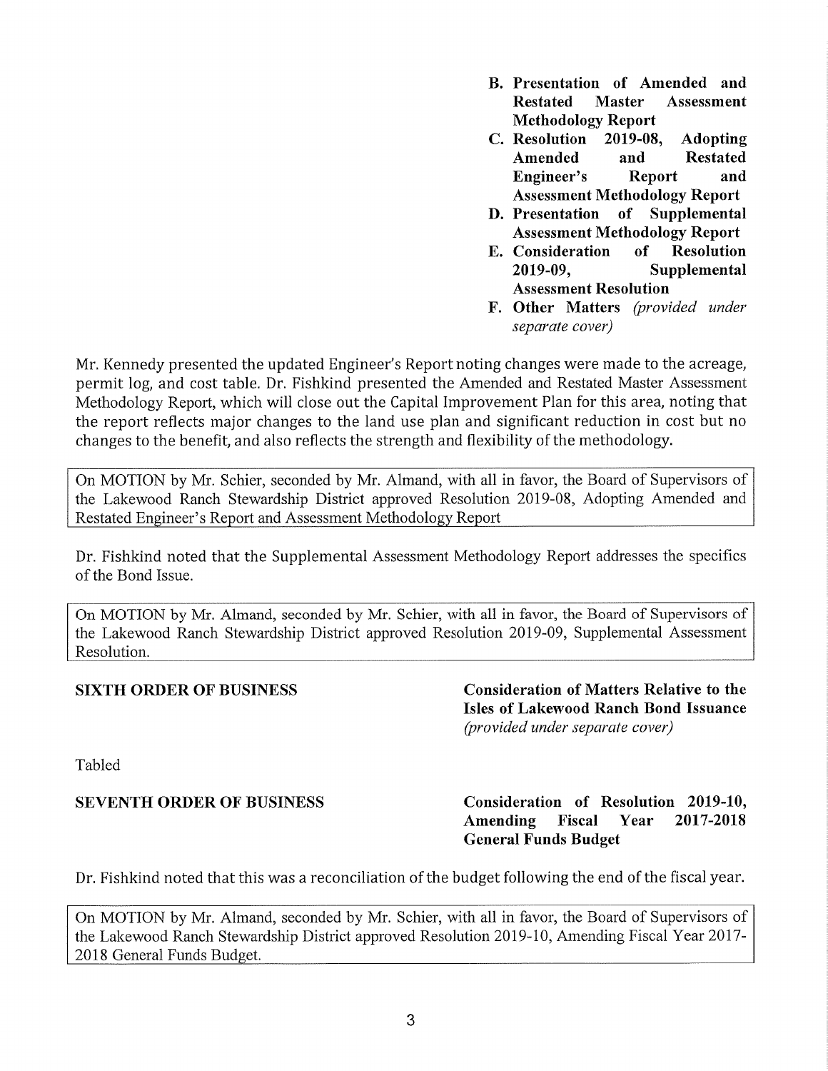**B. Presentation of Amended and Restated Master Assessment Methodology Report**

**C. Resolution 2019-08, Adopting Amended and Restated Engineer's Report and Assessment Methodology Report**

**D. Presentation of Supplemental Assessment Methodology Report**

**E. Consideration of Resolution 2019-09, Supplemental Assessment Resolution**

**F. Other Matters** *(provided under separate cover)*

Mr. Kennedy presented the updated Engineer's Report noting changes were made to the acreage, permit log, and cost table. Dr. Fishkind presented the Amended and Restated Master Assessment Methodology Report, which will close out the Capital Improvement Plan for this area, noting that the report reflects major changes to the land use plan and significant reduction in cost but no changes to the benefit, and also reflects the strength and flexibility of the methodology.

> On MOTION by Mr. Schier, seconded by Mr. Almand, with all in favor, the Board of Supervisors of the Lakewood Ranch Stewardship District approved Resolution 2019-08, Adopting Amended and Restated Engineer's Report and Assessment Methodology Report

Dr. Fishkind noted that the Supplemental Assessment Methodology Report addresses the specifics of the Bond Issue.

> On MOTION by Mr. Almand, seconded by Mr. Schier, with all in favor, the Board of Supervisors of the Lakewood Ranch Stewardship District approved Resolution 2019-09, Supplemental Assessment Resolution.

**SIXTH ORDER OF BUSINESS** — **Consideration of Matters Relative to the Isles of Lakewood Ranch Bond Issuance** *(provided under separate cover)*

Tabled

**SEVENTH ORDER OF BUSINESS** — **Consideration of Resolution 2019-10, Amending Fiscal Year 2017-2018 General Funds Budget**

Dr. Fishkind noted that this was a reconciliation of the budget following the end of the fiscal year.

> On MOTION by Mr. Almand, seconded by Mr. Schier, with all in favor, the Board of Supervisors of the Lakewood Ranch Stewardship District approved Resolution 2019-10, Amending Fiscal Year 2017-2018 General Funds Budget.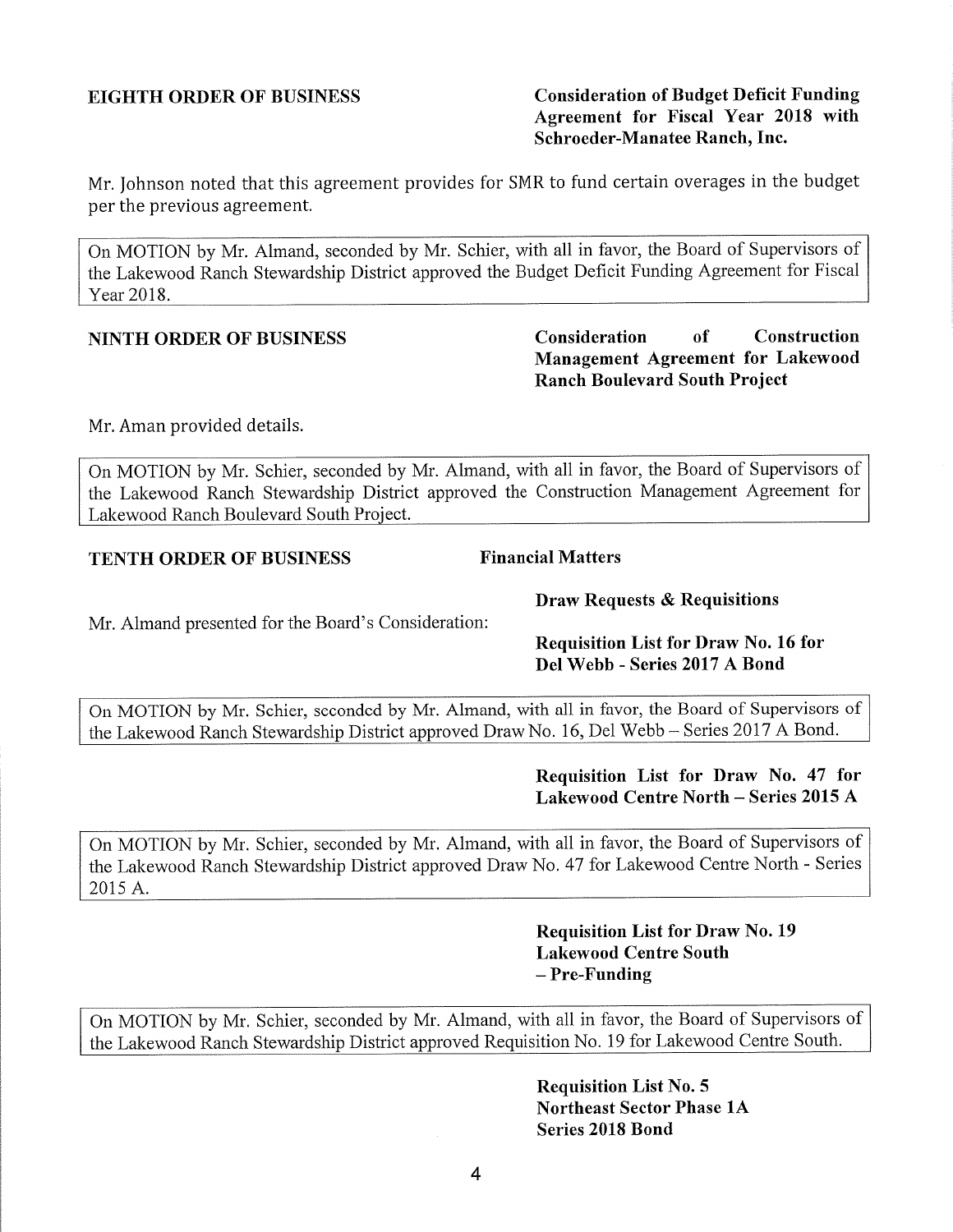**EIGHTH ORDER OF BUSINESS** **Consideration of Budget Deficit Funding Agreement for Fiscal Year 2018 with Schroeder-Manatee Ranch, Inc.**

Mr. Johnson noted that this agreement provides for SMR to fund certain overages in the budget per the previous agreement.

> On MOTION by Mr. Almand, seconded by Mr. Schier, with all in favor, the Board of Supervisors of the Lakewood Ranch Stewardship District approved the Budget Deficit Funding Agreement for Fiscal Year 2018.

**NINTH ORDER OF BUSINESS** **Consideration of Construction Management Agreement for Lakewood Ranch Boulevard South Project**

Mr. Aman provided details.

> On MOTION by Mr. Schier, seconded by Mr. Almand, with all in favor, the Board of Supervisors of the Lakewood Ranch Stewardship District approved the Construction Management Agreement for Lakewood Ranch Boulevard South Project.

**TENTH ORDER OF BUSINESS** **Financial Matters**

**Draw Requests & Requisitions**

Mr. Almand presented for the Board's Consideration:

**Requisition List for Draw No. 16 for Del Webb - Series 2017 A Bond**

> On MOTION by Mr. Schier, seconded by Mr. Almand, with all in favor, the Board of Supervisors of the Lakewood Ranch Stewardship District approved Draw No. 16, Del Webb – Series 2017 A Bond.

**Requisition List for Draw No. 47 for Lakewood Centre North – Series 2015 A**

> On MOTION by Mr. Schier, seconded by Mr. Almand, with all in favor, the Board of Supervisors of the Lakewood Ranch Stewardship District approved Draw No. 47 for Lakewood Centre North - Series 2015 A.

**Requisition List for Draw No. 19 Lakewood Centre South – Pre-Funding**

> On MOTION by Mr. Schier, seconded by Mr. Almand, with all in favor, the Board of Supervisors of the Lakewood Ranch Stewardship District approved Requisition No. 19 for Lakewood Centre South.

**Requisition List No. 5 Northeast Sector Phase 1A Series 2018 Bond**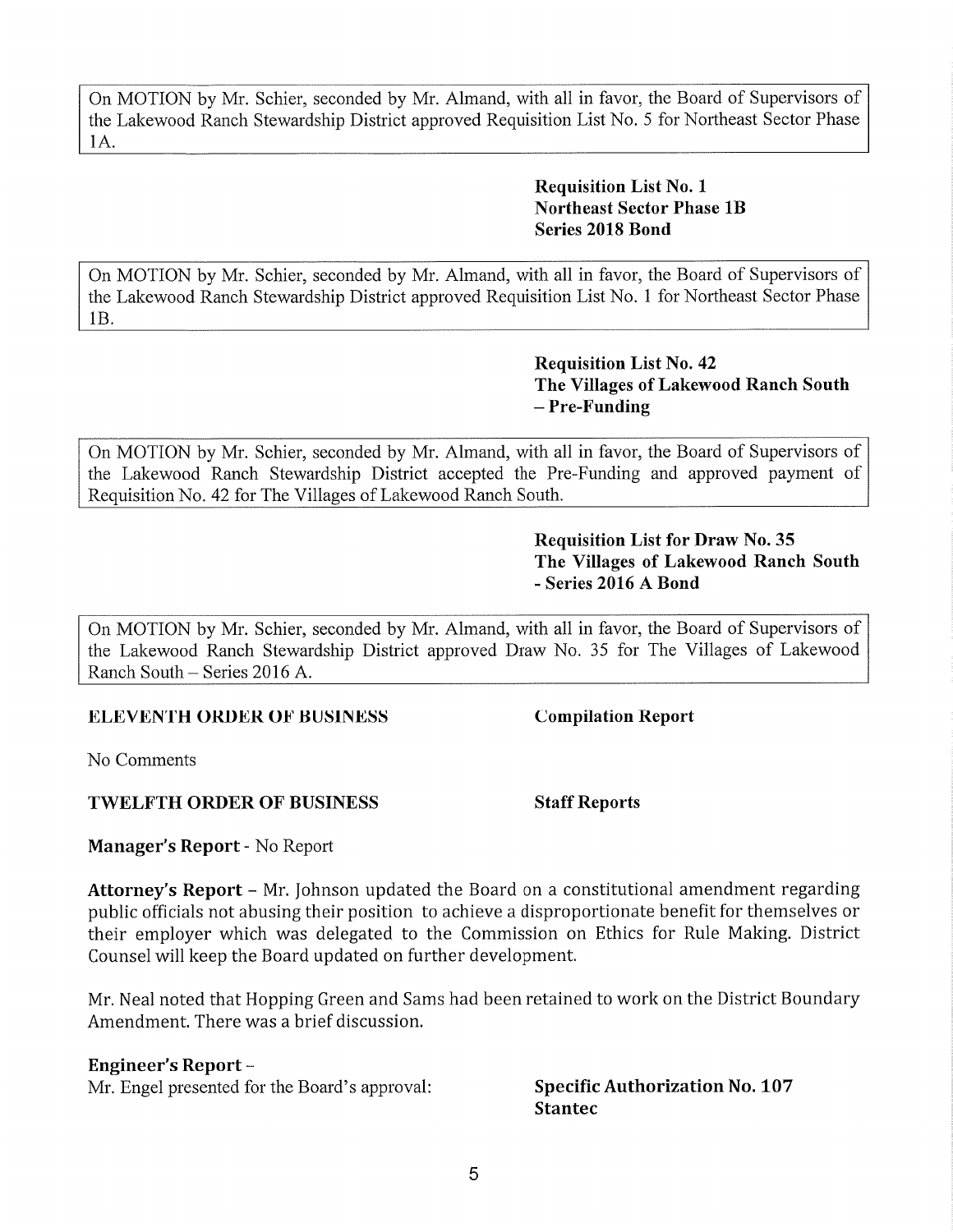On MOTION by Mr. Schier, seconded by Mr. Almand, with all in favor, the Board of Supervisors of the Lakewood Ranch Stewardship District approved Requisition List No. 5 for Northeast Sector Phase 1A.

**Requisition List No. 1**
**Northeast Sector Phase 1B**
**Series 2018 Bond**

On MOTION by Mr. Schier, seconded by Mr. Almand, with all in favor, the Board of Supervisors of the Lakewood Ranch Stewardship District approved Requisition List No. 1 for Northeast Sector Phase 1B.

**Requisition List No. 42**
**The Villages of Lakewood Ranch South – Pre-Funding**

On MOTION by Mr. Schier, seconded by Mr. Almand, with all in favor, the Board of Supervisors of the Lakewood Ranch Stewardship District accepted the Pre-Funding and approved payment of Requisition No. 42 for The Villages of Lakewood Ranch South.

**Requisition List for Draw No. 35**
**The Villages of Lakewood Ranch South - Series 2016 A Bond**

On MOTION by Mr. Schier, seconded by Mr. Almand, with all in favor, the Board of Supervisors of the Lakewood Ranch Stewardship District approved Draw No. 35 for The Villages of Lakewood Ranch South – Series 2016 A.

**ELEVENTH ORDER OF BUSINESS** **Compilation Report**

No Comments

**TWELFTH ORDER OF BUSINESS** **Staff Reports**

**Manager's Report** - No Report

**Attorney's Report** – Mr. Johnson updated the Board on a constitutional amendment regarding public officials not abusing their position to achieve a disproportionate benefit for themselves or their employer which was delegated to the Commission on Ethics for Rule Making. District Counsel will keep the Board updated on further development.

Mr. Neal noted that Hopping Green and Sams had been retained to work on the District Boundary Amendment. There was a brief discussion.

**Engineer's Report** –
Mr. Engel presented for the Board's approval: **Specific Authorization No. 107 Stantec**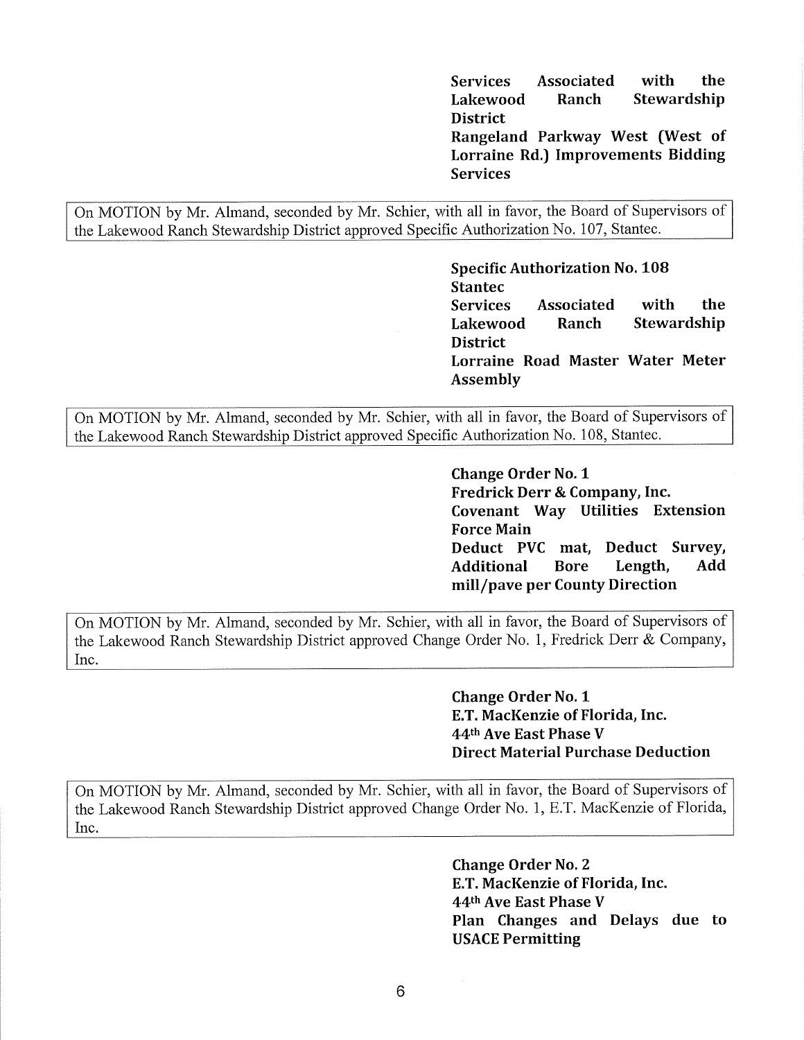**Services Associated with the Lakewood Ranch Stewardship District**
**Rangeland Parkway West (West of Lorraine Rd.) Improvements Bidding Services**

On MOTION by Mr. Almand, seconded by Mr. Schier, with all in favor, the Board of Supervisors of the Lakewood Ranch Stewardship District approved Specific Authorization No. 107, Stantec.

**Specific Authorization No. 108**
**Stantec**
**Services Associated with the Lakewood Ranch Stewardship District**
**Lorraine Road Master Water Meter Assembly**

On MOTION by Mr. Almand, seconded by Mr. Schier, with all in favor, the Board of Supervisors of the Lakewood Ranch Stewardship District approved Specific Authorization No. 108, Stantec.

**Change Order No. 1**
**Fredrick Derr & Company, Inc.**
**Covenant Way Utilities Extension Force Main**
**Deduct PVC mat, Deduct Survey, Additional Bore Length, Add mill/pave per County Direction**

On MOTION by Mr. Almand, seconded by Mr. Schier, with all in favor, the Board of Supervisors of the Lakewood Ranch Stewardship District approved Change Order No. 1, Fredrick Derr & Company, Inc.

**Change Order No. 1**
**E.T. MacKenzie of Florida, Inc.**
**44th Ave East Phase V**
**Direct Material Purchase Deduction**

On MOTION by Mr. Almand, seconded by Mr. Schier, with all in favor, the Board of Supervisors of the Lakewood Ranch Stewardship District approved Change Order No. 1, E.T. MacKenzie of Florida, Inc.

**Change Order No. 2**
**E.T. MacKenzie of Florida, Inc.**
**44th Ave East Phase V**
**Plan Changes and Delays due to USACE Permitting**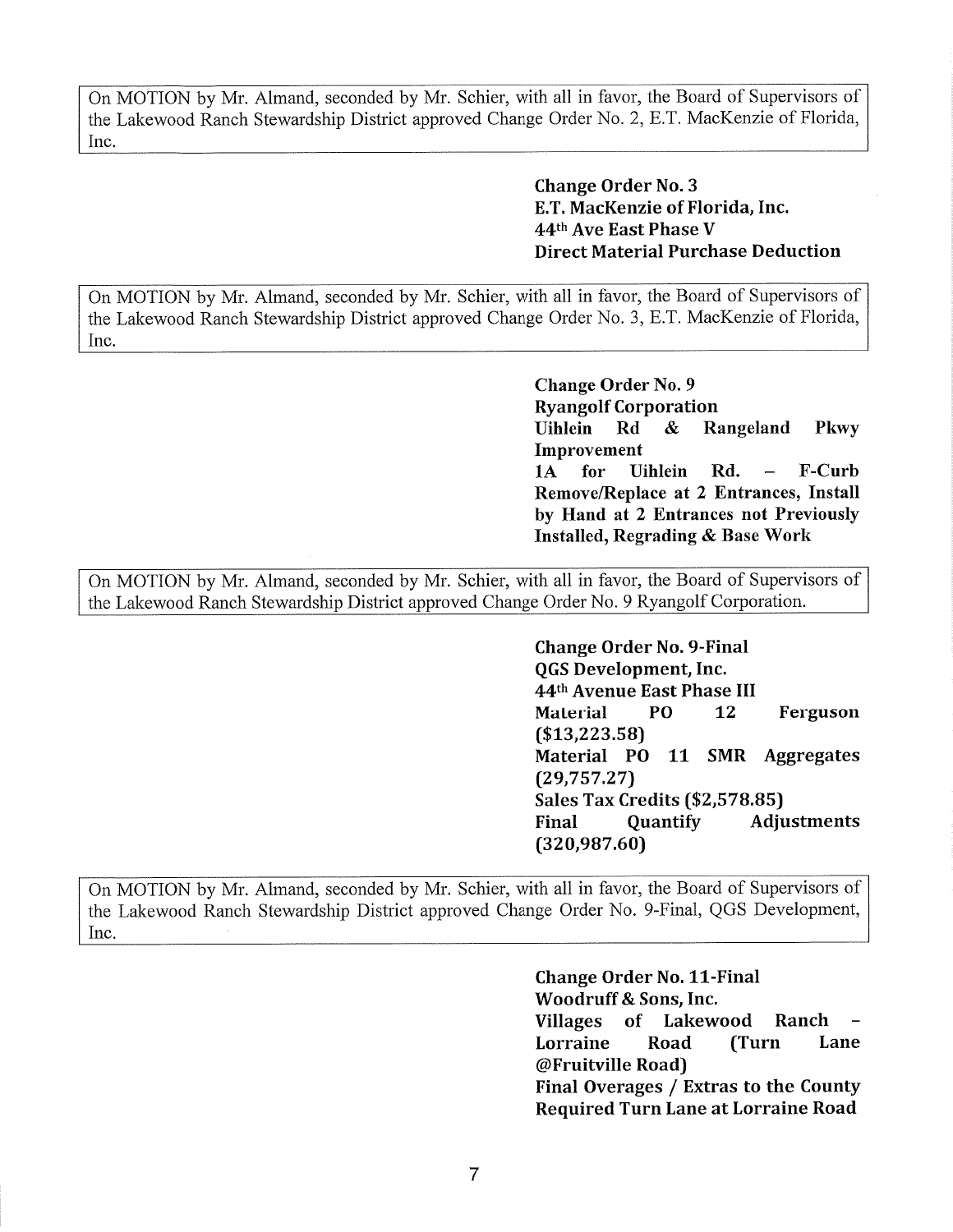> On MOTION by Mr. Almand, seconded by Mr. Schier, with all in favor, the Board of Supervisors of the Lakewood Ranch Stewardship District approved Change Order No. 2, E.T. MacKenzie of Florida, Inc.

**Change Order No. 3**
**E.T. MacKenzie of Florida, Inc.**
**44th Ave East Phase V**
**Direct Material Purchase Deduction**

> On MOTION by Mr. Almand, seconded by Mr. Schier, with all in favor, the Board of Supervisors of the Lakewood Ranch Stewardship District approved Change Order No. 3, E.T. MacKenzie of Florida, Inc.

**Change Order No. 9**
**Ryangolf Corporation**
**Uihlein Rd & Rangeland Pkwy Improvement**
**1A for Uihlein Rd. – F-Curb Remove/Replace at 2 Entrances, Install by Hand at 2 Entrances not Previously Installed, Regrading & Base Work**

> On MOTION by Mr. Almand, seconded by Mr. Schier, with all in favor, the Board of Supervisors of the Lakewood Ranch Stewardship District approved Change Order No. 9 Ryangolf Corporation.

**Change Order No. 9-Final**
**QGS Development, Inc.**
**44th Avenue East Phase III**
**Material PO 12 Ferguson ($13,223.58)**
**Material PO 11 SMR Aggregates (29,757.27)**
**Sales Tax Credits ($2,578.85)**
**Final Quantify Adjustments (320,987.60)**

> On MOTION by Mr. Almand, seconded by Mr. Schier, with all in favor, the Board of Supervisors of the Lakewood Ranch Stewardship District approved Change Order No. 9-Final, QGS Development, Inc.

**Change Order No. 11-Final**
**Woodruff & Sons, Inc.**
**Villages of Lakewood Ranch – Lorraine Road (Turn Lane @Fruitville Road)**
**Final Overages / Extras to the County Required Turn Lane at Lorraine Road**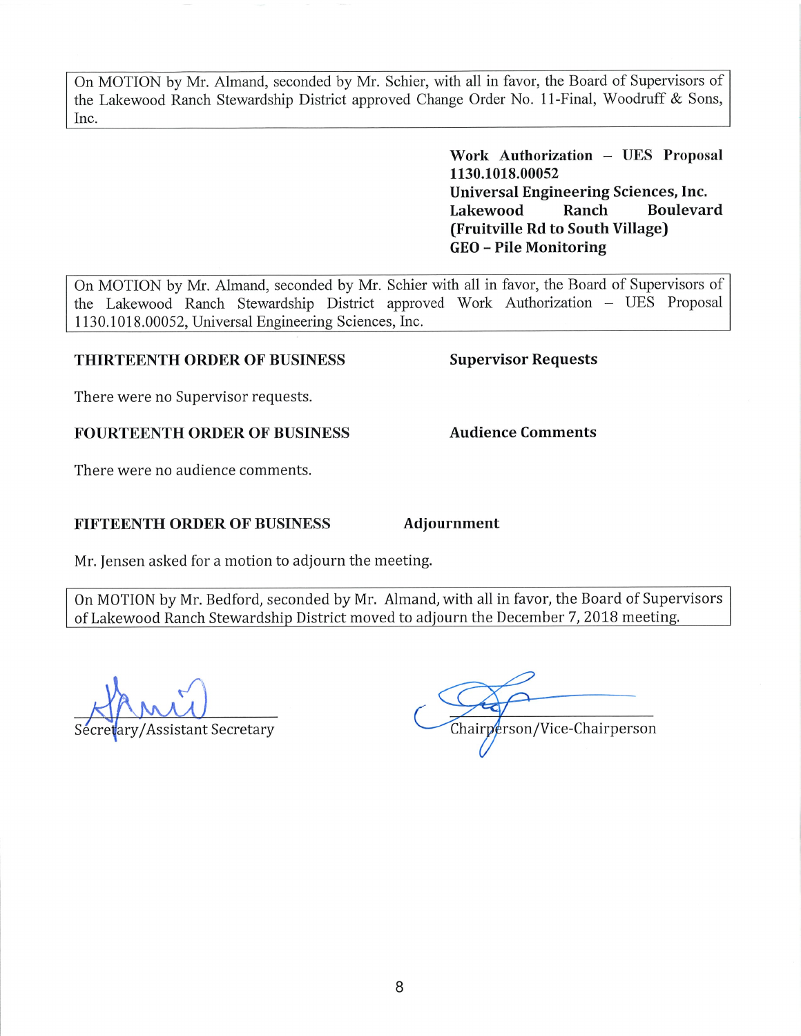On MOTION by Mr. Almand, seconded by Mr. Schier, with all in favor, the Board of Supervisors of the Lakewood Ranch Stewardship District approved Change Order No. 11-Final, Woodruff & Sons, Inc.

**Work Authorization – UES Proposal 1130.1018.00052**
**Universal Engineering Sciences, Inc.**
**Lakewood Ranch Boulevard (Fruitville Rd to South Village)**
**GEO – Pile Monitoring**

On MOTION by Mr. Almand, seconded by Mr. Schier with all in favor, the Board of Supervisors of the Lakewood Ranch Stewardship District approved Work Authorization – UES Proposal 1130.1018.00052, Universal Engineering Sciences, Inc.

**THIRTEENTH ORDER OF BUSINESS** **Supervisor Requests**

There were no Supervisor requests.

**FOURTEENTH ORDER OF BUSINESS** **Audience Comments**

There were no audience comments.

**FIFTEENTH ORDER OF BUSINESS** **Adjournment**

Mr. Jensen asked for a motion to adjourn the meeting.

On MOTION by Mr. Bedford, seconded by Mr. Almand, with all in favor, the Board of Supervisors of Lakewood Ranch Stewardship District moved to adjourn the December 7, 2018 meeting.

Secretary/Assistant Secretary

Chairperson/Vice-Chairperson